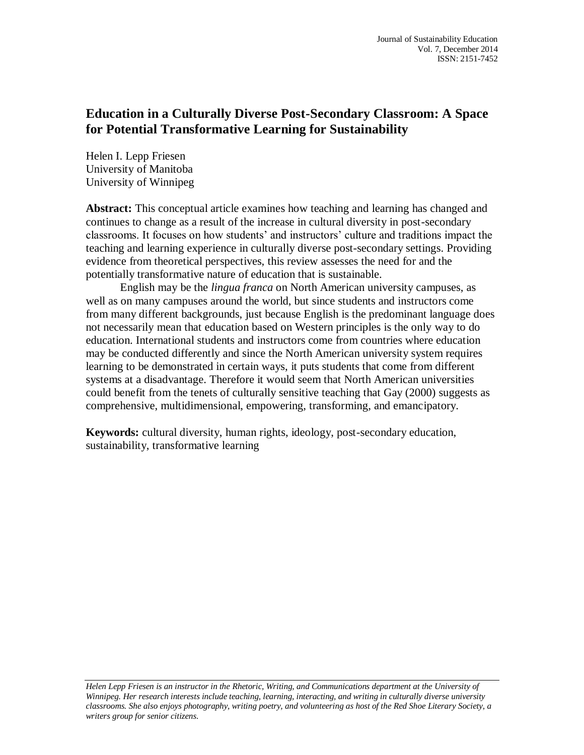# Education in a Culturally Diverse Post-Secondary Classroom: A Space for Potential Transformative Learning for Sustainability

Helen I. Lepp Friesen
University of Manitoba
University of Winnipeg

**Abstract:** This conceptual article examines how teaching and learning has changed and continues to change as a result of the increase in cultural diversity in post-secondary classrooms. It focuses on how students' and instructors' culture and traditions impact the teaching and learning experience in culturally diverse post-secondary settings. Providing evidence from theoretical perspectives, this review assesses the need for and the potentially transformative nature of education that is sustainable.

English may be the *lingua franca* on North American university campuses, as well as on many campuses around the world, but since students and instructors come from many different backgrounds, just because English is the predominant language does not necessarily mean that education based on Western principles is the only way to do education. International students and instructors come from countries where education may be conducted differently and since the North American university system requires learning to be demonstrated in certain ways, it puts students that come from different systems at a disadvantage. Therefore it would seem that North American universities could benefit from the tenets of culturally sensitive teaching that Gay (2000) suggests as comprehensive, multidimensional, empowering, transforming, and emancipatory.

**Keywords:** cultural diversity, human rights, ideology, post-secondary education, sustainability, transformative learning

---

*Helen Lepp Friesen is an instructor in the Rhetoric, Writing, and Communications department at the University of Winnipeg. Her research interests include teaching, learning, interacting, and writing in culturally diverse university classrooms. She also enjoys photography, writing poetry, and volunteering as host of the Red Shoe Literary Society, a writers group for senior citizens.*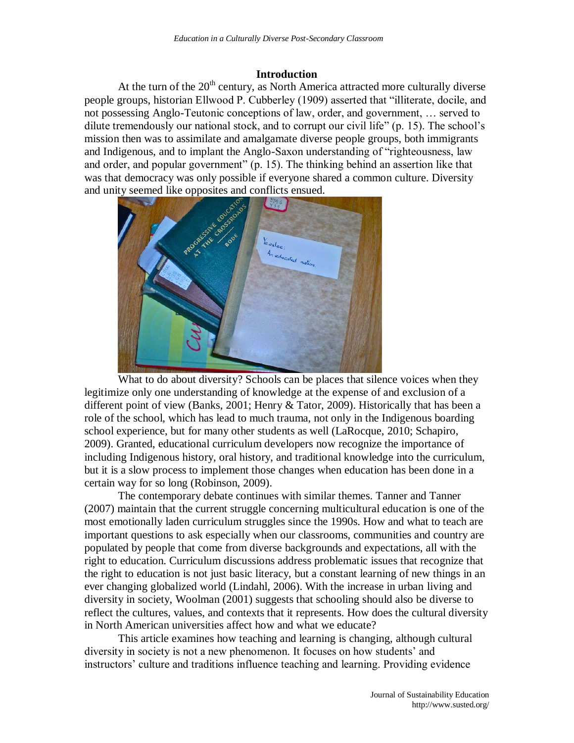## Introduction

At the turn of the 20th century, as North America attracted more culturally diverse people groups, historian Ellwood P. Cubberley (1909) asserted that "illiterate, docile, and not possessing Anglo-Teutonic conceptions of law, order, and government, … served to dilute tremendously our national stock, and to corrupt our civil life" (p. 15). The school's mission then was to assimilate and amalgamate diverse people groups, both immigrants and Indigenous, and to implant the Anglo-Saxon understanding of "righteousness, law and order, and popular government" (p. 15). The thinking behind an assertion like that was that democracy was only possible if everyone shared a common culture. Diversity and unity seemed like opposites and conflicts ensued.

What to do about diversity? Schools can be places that silence voices when they legitimize only one understanding of knowledge at the expense of and exclusion of a different point of view (Banks, 2001; Henry & Tator, 2009). Historically that has been a role of the school, which has lead to much trauma, not only in the Indigenous boarding school experience, but for many other students as well (LaRocque, 2010; Schapiro, 2009). Granted, educational curriculum developers now recognize the importance of including Indigenous history, oral history, and traditional knowledge into the curriculum, but it is a slow process to implement those changes when education has been done in a certain way for so long (Robinson, 2009).

The contemporary debate continues with similar themes. Tanner and Tanner (2007) maintain that the current struggle concerning multicultural education is one of the most emotionally laden curriculum struggles since the 1990s. How and what to teach are important questions to ask especially when our classrooms, communities and country are populated by people that come from diverse backgrounds and expectations, all with the right to education. Curriculum discussions address problematic issues that recognize that the right to education is not just basic literacy, but a constant learning of new things in an ever changing globalized world (Lindahl, 2006). With the increase in urban living and diversity in society, Woolman (2001) suggests that schooling should also be diverse to reflect the cultures, values, and contexts that it represents. How does the cultural diversity in North American universities affect how and what we educate?

This article examines how teaching and learning is changing, although cultural diversity in society is not a new phenomenon. It focuses on how students' and instructors' culture and traditions influence teaching and learning. Providing evidence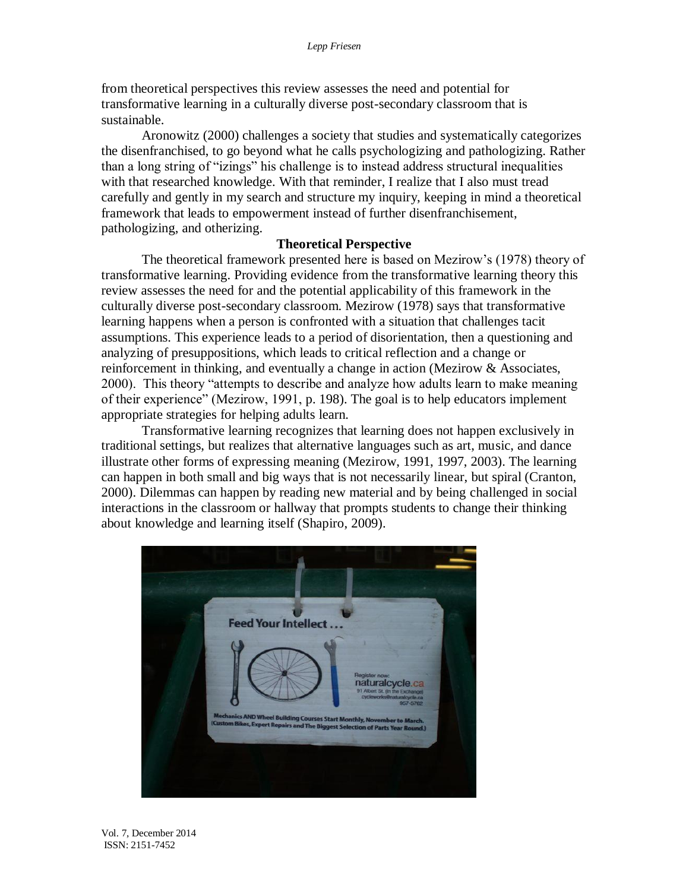from theoretical perspectives this review assesses the need and potential for transformative learning in a culturally diverse post-secondary classroom that is sustainable.

Aronowitz (2000) challenges a society that studies and systematically categorizes the disenfranchised, to go beyond what he calls psychologizing and pathologizing. Rather than a long string of "izings" his challenge is to instead address structural inequalities with that researched knowledge. With that reminder, I realize that I also must tread carefully and gently in my search and structure my inquiry, keeping in mind a theoretical framework that leads to empowerment instead of further disenfranchisement, pathologizing, and otherizing.

## Theoretical Perspective

The theoretical framework presented here is based on Mezirow's (1978) theory of transformative learning. Providing evidence from the transformative learning theory this review assesses the need for and the potential applicability of this framework in the culturally diverse post-secondary classroom. Mezirow (1978) says that transformative learning happens when a person is confronted with a situation that challenges tacit assumptions. This experience leads to a period of disorientation, then a questioning and analyzing of presuppositions, which leads to critical reflection and a change or reinforcement in thinking, and eventually a change in action (Mezirow & Associates, 2000). This theory "attempts to describe and analyze how adults learn to make meaning of their experience" (Mezirow, 1991, p. 198). The goal is to help educators implement appropriate strategies for helping adults learn.

Transformative learning recognizes that learning does not happen exclusively in traditional settings, but realizes that alternative languages such as art, music, and dance illustrate other forms of expressing meaning (Mezirow, 1991, 1997, 2003). The learning can happen in both small and big ways that is not necessarily linear, but spiral (Cranton, 2000). Dilemmas can happen by reading new material and by being challenged in social interactions in the classroom or hallway that prompts students to change their thinking about knowledge and learning itself (Shapiro, 2009).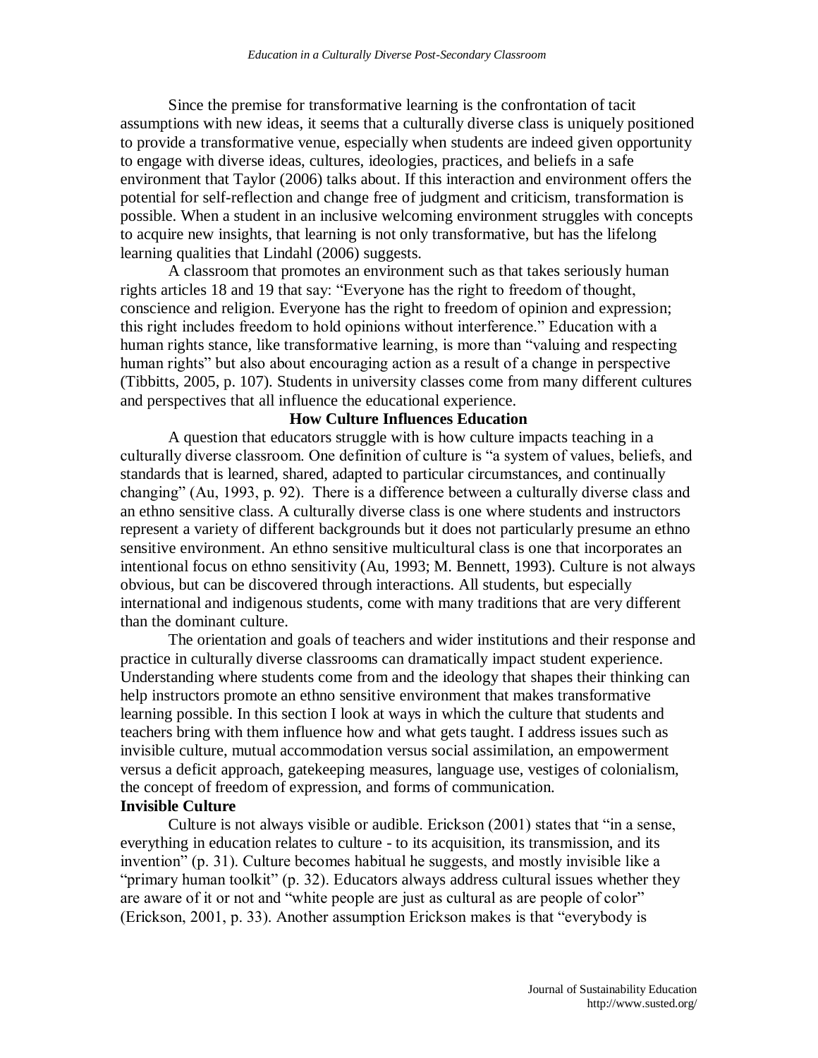Since the premise for transformative learning is the confrontation of tacit assumptions with new ideas, it seems that a culturally diverse class is uniquely positioned to provide a transformative venue, especially when students are indeed given opportunity to engage with diverse ideas, cultures, ideologies, practices, and beliefs in a safe environment that Taylor (2006) talks about. If this interaction and environment offers the potential for self-reflection and change free of judgment and criticism, transformation is possible. When a student in an inclusive welcoming environment struggles with concepts to acquire new insights, that learning is not only transformative, but has the lifelong learning qualities that Lindahl (2006) suggests.

A classroom that promotes an environment such as that takes seriously human rights articles 18 and 19 that say: "Everyone has the right to freedom of thought, conscience and religion. Everyone has the right to freedom of opinion and expression; this right includes freedom to hold opinions without interference." Education with a human rights stance, like transformative learning, is more than "valuing and respecting human rights" but also about encouraging action as a result of a change in perspective (Tibbitts, 2005, p. 107). Students in university classes come from many different cultures and perspectives that all influence the educational experience.

## How Culture Influences Education

A question that educators struggle with is how culture impacts teaching in a culturally diverse classroom. One definition of culture is "a system of values, beliefs, and standards that is learned, shared, adapted to particular circumstances, and continually changing" (Au, 1993, p. 92). There is a difference between a culturally diverse class and an ethno sensitive class. A culturally diverse class is one where students and instructors represent a variety of different backgrounds but it does not particularly presume an ethno sensitive environment. An ethno sensitive multicultural class is one that incorporates an intentional focus on ethno sensitivity (Au, 1993; M. Bennett, 1993). Culture is not always obvious, but can be discovered through interactions. All students, but especially international and indigenous students, come with many traditions that are very different than the dominant culture.

The orientation and goals of teachers and wider institutions and their response and practice in culturally diverse classrooms can dramatically impact student experience. Understanding where students come from and the ideology that shapes their thinking can help instructors promote an ethno sensitive environment that makes transformative learning possible. In this section I look at ways in which the culture that students and teachers bring with them influence how and what gets taught. I address issues such as invisible culture, mutual accommodation versus social assimilation, an empowerment versus a deficit approach, gatekeeping measures, language use, vestiges of colonialism, the concept of freedom of expression, and forms of communication.

### Invisible Culture

Culture is not always visible or audible. Erickson (2001) states that "in a sense, everything in education relates to culture - to its acquisition, its transmission, and its invention" (p. 31). Culture becomes habitual he suggests, and mostly invisible like a "primary human toolkit" (p. 32). Educators always address cultural issues whether they are aware of it or not and "white people are just as cultural as are people of color" (Erickson, 2001, p. 33). Another assumption Erickson makes is that "everybody is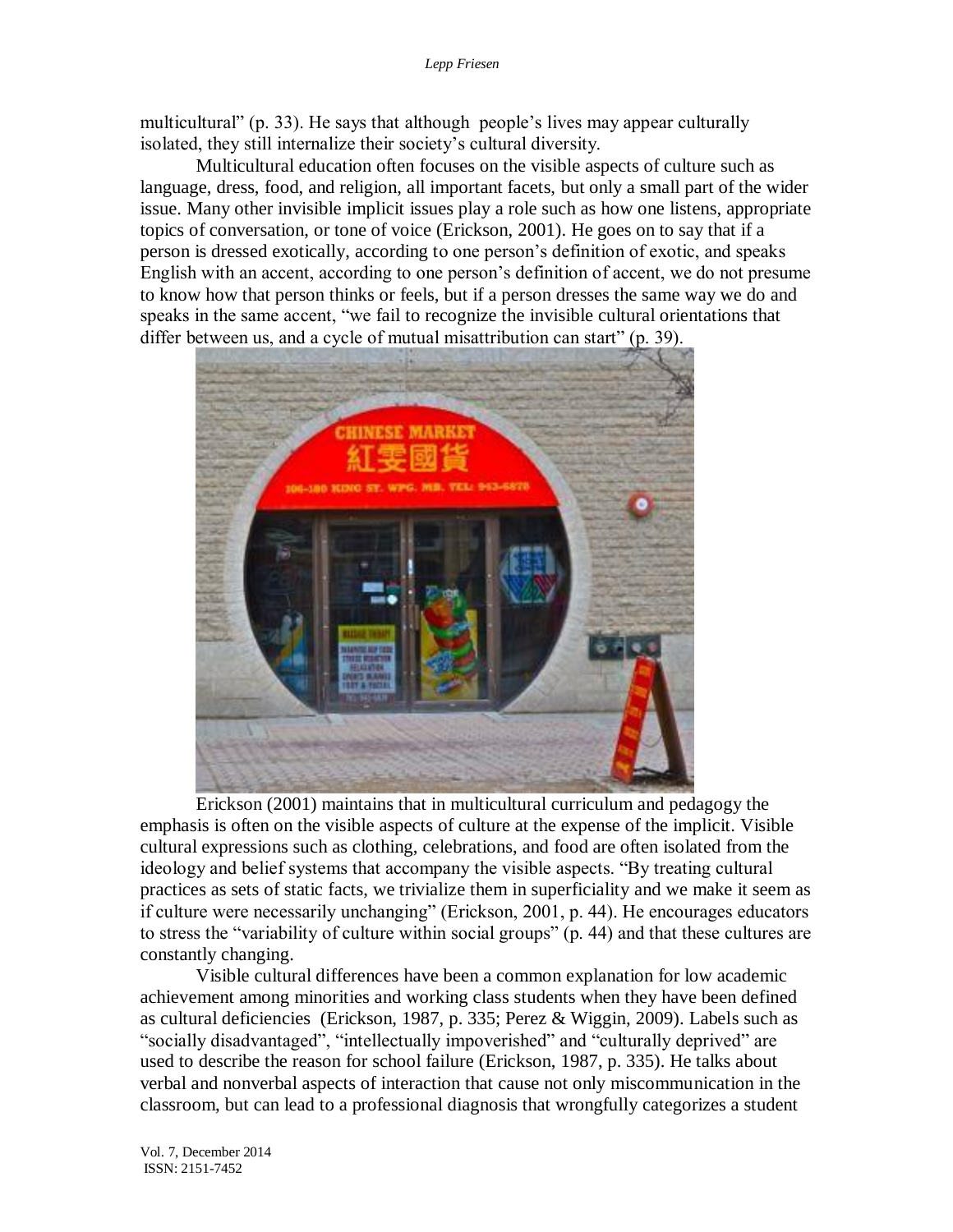multicultural" (p. 33). He says that although people's lives may appear culturally isolated, they still internalize their society's cultural diversity.

Multicultural education often focuses on the visible aspects of culture such as language, dress, food, and religion, all important facets, but only a small part of the wider issue. Many other invisible implicit issues play a role such as how one listens, appropriate topics of conversation, or tone of voice (Erickson, 2001). He goes on to say that if a person is dressed exotically, according to one person's definition of exotic, and speaks English with an accent, according to one person's definition of accent, we do not presume to know how that person thinks or feels, but if a person dresses the same way we do and speaks in the same accent, "we fail to recognize the invisible cultural orientations that differ between us, and a cycle of mutual misattribution can start" (p. 39).

Erickson (2001) maintains that in multicultural curriculum and pedagogy the emphasis is often on the visible aspects of culture at the expense of the implicit. Visible cultural expressions such as clothing, celebrations, and food are often isolated from the ideology and belief systems that accompany the visible aspects. "By treating cultural practices as sets of static facts, we trivialize them in superficiality and we make it seem as if culture were necessarily unchanging" (Erickson, 2001, p. 44). He encourages educators to stress the "variability of culture within social groups" (p. 44) and that these cultures are constantly changing.

Visible cultural differences have been a common explanation for low academic achievement among minorities and working class students when they have been defined as cultural deficiencies (Erickson, 1987, p. 335; Perez & Wiggin, 2009). Labels such as "socially disadvantaged", "intellectually impoverished" and "culturally deprived" are used to describe the reason for school failure (Erickson, 1987, p. 335). He talks about verbal and nonverbal aspects of interaction that cause not only miscommunication in the classroom, but can lead to a professional diagnosis that wrongfully categorizes a student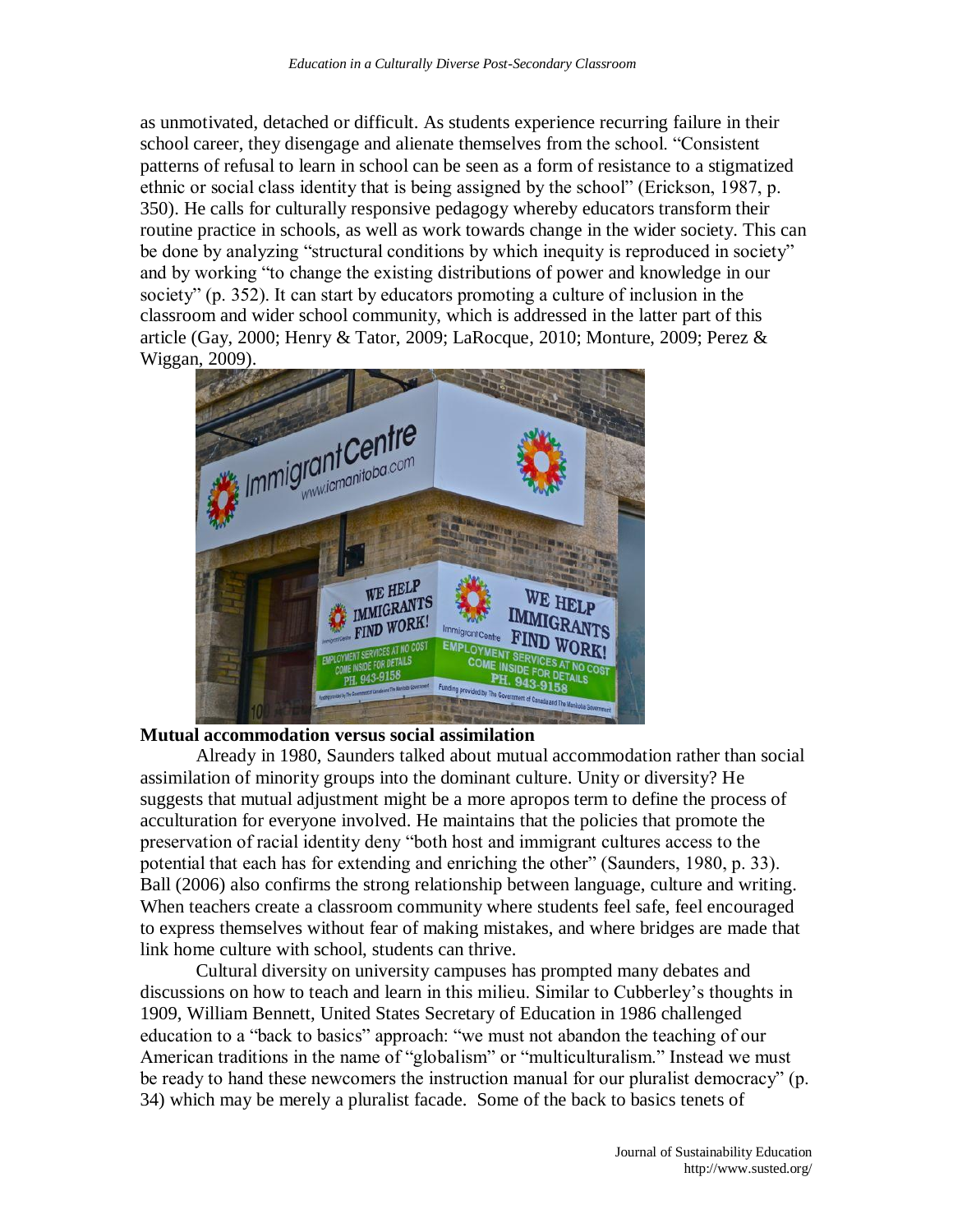as unmotivated, detached or difficult. As students experience recurring failure in their school career, they disengage and alienate themselves from the school. "Consistent patterns of refusal to learn in school can be seen as a form of resistance to a stigmatized ethnic or social class identity that is being assigned by the school" (Erickson, 1987, p. 350). He calls for culturally responsive pedagogy whereby educators transform their routine practice in schools, as well as work towards change in the wider society. This can be done by analyzing "structural conditions by which inequity is reproduced in society" and by working "to change the existing distributions of power and knowledge in our society" (p. 352). It can start by educators promoting a culture of inclusion in the classroom and wider school community, which is addressed in the latter part of this article (Gay, 2000; Henry & Tator, 2009; LaRocque, 2010; Monture, 2009; Perez & Wiggan, 2009).

**Mutual accommodation versus social assimilation**

Already in 1980, Saunders talked about mutual accommodation rather than social assimilation of minority groups into the dominant culture. Unity or diversity? He suggests that mutual adjustment might be a more apropos term to define the process of acculturation for everyone involved. He maintains that the policies that promote the preservation of racial identity deny "both host and immigrant cultures access to the potential that each has for extending and enriching the other" (Saunders, 1980, p. 33). Ball (2006) also confirms the strong relationship between language, culture and writing. When teachers create a classroom community where students feel safe, feel encouraged to express themselves without fear of making mistakes, and where bridges are made that link home culture with school, students can thrive.

Cultural diversity on university campuses has prompted many debates and discussions on how to teach and learn in this milieu. Similar to Cubberley's thoughts in 1909, William Bennett, United States Secretary of Education in 1986 challenged education to a "back to basics" approach: "we must not abandon the teaching of our American traditions in the name of "globalism" or "multiculturalism." Instead we must be ready to hand these newcomers the instruction manual for our pluralist democracy" (p. 34) which may be merely a pluralist facade. Some of the back to basics tenets of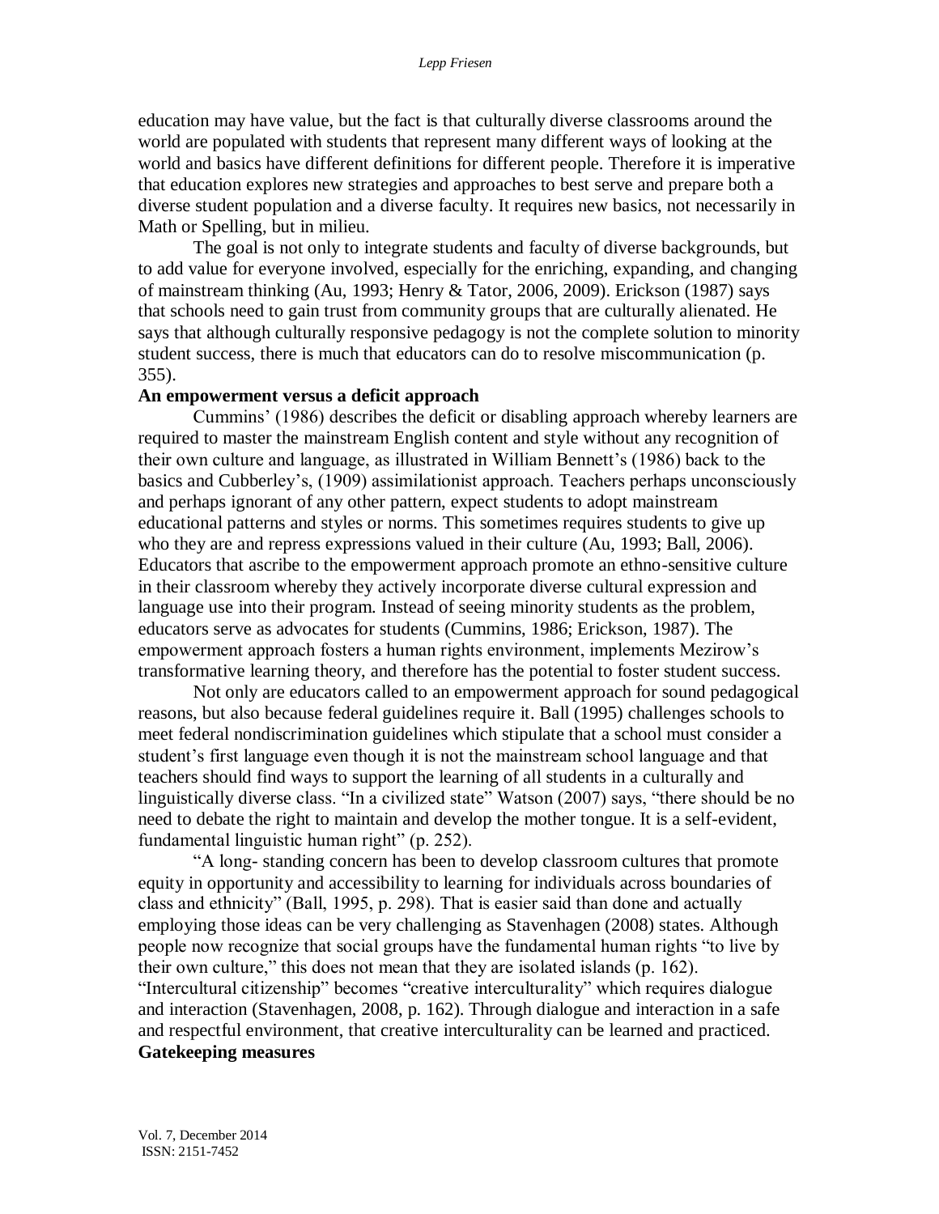education may have value, but the fact is that culturally diverse classrooms around the world are populated with students that represent many different ways of looking at the world and basics have different definitions for different people. Therefore it is imperative that education explores new strategies and approaches to best serve and prepare both a diverse student population and a diverse faculty. It requires new basics, not necessarily in Math or Spelling, but in milieu.

The goal is not only to integrate students and faculty of diverse backgrounds, but to add value for everyone involved, especially for the enriching, expanding, and changing of mainstream thinking (Au, 1993; Henry & Tator, 2006, 2009). Erickson (1987) says that schools need to gain trust from community groups that are culturally alienated. He says that although culturally responsive pedagogy is not the complete solution to minority student success, there is much that educators can do to resolve miscommunication (p. 355).

**An empowerment versus a deficit approach**

Cummins' (1986) describes the deficit or disabling approach whereby learners are required to master the mainstream English content and style without any recognition of their own culture and language, as illustrated in William Bennett's (1986) back to the basics and Cubberley's, (1909) assimilationist approach. Teachers perhaps unconsciously and perhaps ignorant of any other pattern, expect students to adopt mainstream educational patterns and styles or norms. This sometimes requires students to give up who they are and repress expressions valued in their culture (Au, 1993; Ball, 2006). Educators that ascribe to the empowerment approach promote an ethno-sensitive culture in their classroom whereby they actively incorporate diverse cultural expression and language use into their program. Instead of seeing minority students as the problem, educators serve as advocates for students (Cummins, 1986; Erickson, 1987). The empowerment approach fosters a human rights environment, implements Mezirow's transformative learning theory, and therefore has the potential to foster student success.

Not only are educators called to an empowerment approach for sound pedagogical reasons, but also because federal guidelines require it. Ball (1995) challenges schools to meet federal nondiscrimination guidelines which stipulate that a school must consider a student's first language even though it is not the mainstream school language and that teachers should find ways to support the learning of all students in a culturally and linguistically diverse class. "In a civilized state" Watson (2007) says, "there should be no need to debate the right to maintain and develop the mother tongue. It is a self-evident, fundamental linguistic human right" (p. 252).

"A long- standing concern has been to develop classroom cultures that promote equity in opportunity and accessibility to learning for individuals across boundaries of class and ethnicity" (Ball, 1995, p. 298). That is easier said than done and actually employing those ideas can be very challenging as Stavenhagen (2008) states. Although people now recognize that social groups have the fundamental human rights "to live by their own culture," this does not mean that they are isolated islands (p. 162). "Intercultural citizenship" becomes "creative interculturality" which requires dialogue and interaction (Stavenhagen, 2008, p. 162). Through dialogue and interaction in a safe and respectful environment, that creative interculturality can be learned and practiced.

**Gatekeeping measures**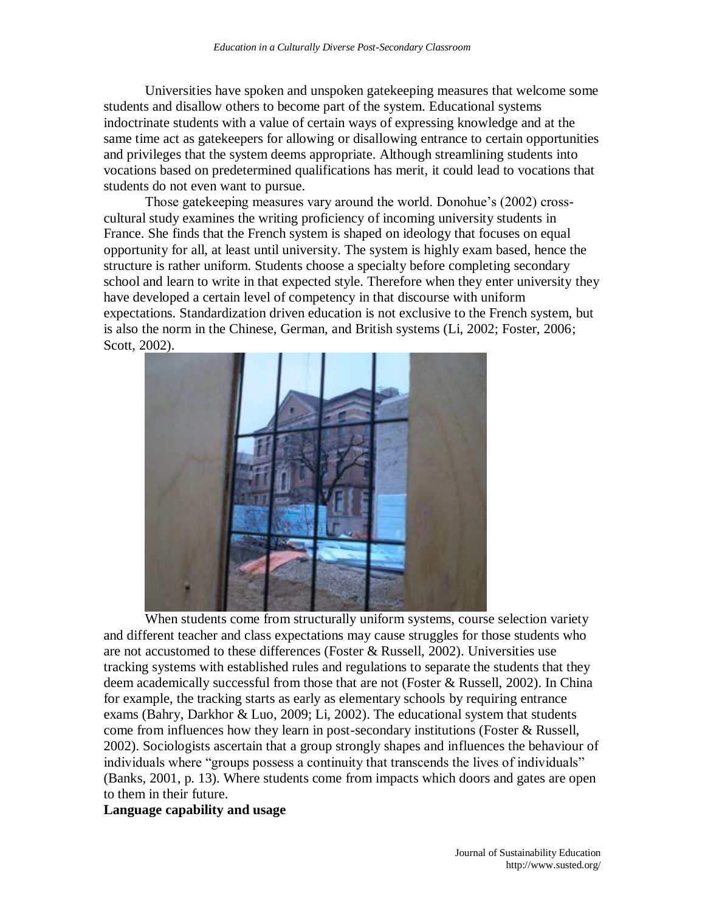Universities have spoken and unspoken gatekeeping measures that welcome some students and disallow others to become part of the system. Educational systems indoctrinate students with a value of certain ways of expressing knowledge and at the same time act as gatekeepers for allowing or disallowing entrance to certain opportunities and privileges that the system deems appropriate. Although streamlining students into vocations based on predetermined qualifications has merit, it could lead to vocations that students do not even want to pursue.

Those gatekeeping measures vary around the world. Donohue's (2002) cross-cultural study examines the writing proficiency of incoming university students in France. She finds that the French system is shaped on ideology that focuses on equal opportunity for all, at least until university. The system is highly exam based, hence the structure is rather uniform. Students choose a specialty before completing secondary school and learn to write in that expected style. Therefore when they enter university they have developed a certain level of competency in that discourse with uniform expectations. Standardization driven education is not exclusive to the French system, but is also the norm in the Chinese, German, and British systems (Li, 2002; Foster, 2006; Scott, 2002).

When students come from structurally uniform systems, course selection variety and different teacher and class expectations may cause struggles for those students who are not accustomed to these differences (Foster & Russell, 2002). Universities use tracking systems with established rules and regulations to separate the students that they deem academically successful from those that are not (Foster & Russell, 2002). In China for example, the tracking starts as early as elementary schools by requiring entrance exams (Bahry, Darkhor & Luo, 2009; Li, 2002). The educational system that students come from influences how they learn in post-secondary institutions (Foster & Russell, 2002). Sociologists ascertain that a group strongly shapes and influences the behaviour of individuals where "groups possess a continuity that transcends the lives of individuals" (Banks, 2001, p. 13). Where students come from impacts which doors and gates are open to them in their future.

**Language capability and usage**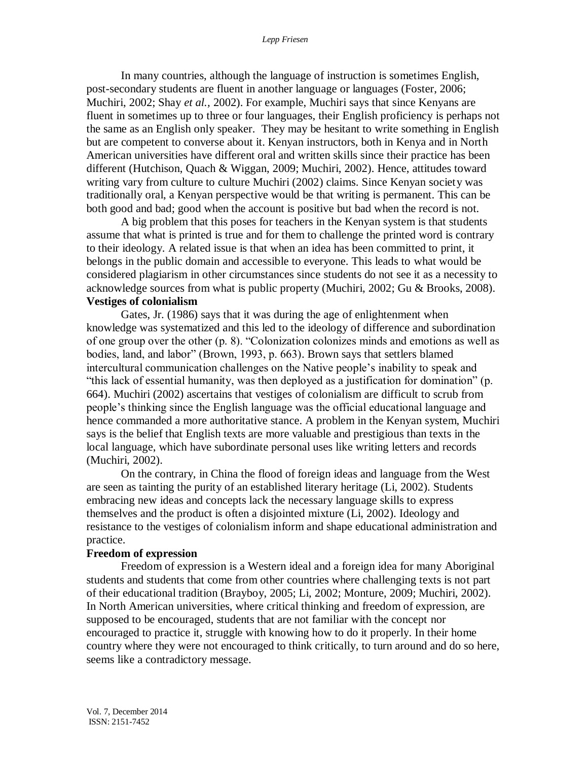In many countries, although the language of instruction is sometimes English, post-secondary students are fluent in another language or languages (Foster, 2006; Muchiri, 2002; Shay *et al.*, 2002). For example, Muchiri says that since Kenyans are fluent in sometimes up to three or four languages, their English proficiency is perhaps not the same as an English only speaker. They may be hesitant to write something in English but are competent to converse about it. Kenyan instructors, both in Kenya and in North American universities have different oral and written skills since their practice has been different (Hutchison, Quach & Wiggan, 2009; Muchiri, 2002). Hence, attitudes toward writing vary from culture to culture Muchiri (2002) claims. Since Kenyan society was traditionally oral, a Kenyan perspective would be that writing is permanent. This can be both good and bad; good when the account is positive but bad when the record is not.

A big problem that this poses for teachers in the Kenyan system is that students assume that what is printed is true and for them to challenge the printed word is contrary to their ideology. A related issue is that when an idea has been committed to print, it belongs in the public domain and accessible to everyone. This leads to what would be considered plagiarism in other circumstances since students do not see it as a necessity to acknowledge sources from what is public property (Muchiri, 2002; Gu & Brooks, 2008).

**Vestiges of colonialism**

Gates, Jr. (1986) says that it was during the age of enlightenment when knowledge was systematized and this led to the ideology of difference and subordination of one group over the other (p. 8). "Colonization colonizes minds and emotions as well as bodies, land, and labor" (Brown, 1993, p. 663). Brown says that settlers blamed intercultural communication challenges on the Native people's inability to speak and "this lack of essential humanity, was then deployed as a justification for domination" (p. 664). Muchiri (2002) ascertains that vestiges of colonialism are difficult to scrub from people's thinking since the English language was the official educational language and hence commanded a more authoritative stance. A problem in the Kenyan system, Muchiri says is the belief that English texts are more valuable and prestigious than texts in the local language, which have subordinate personal uses like writing letters and records (Muchiri, 2002).

On the contrary, in China the flood of foreign ideas and language from the West are seen as tainting the purity of an established literary heritage (Li, 2002). Students embracing new ideas and concepts lack the necessary language skills to express themselves and the product is often a disjointed mixture (Li, 2002). Ideology and resistance to the vestiges of colonialism inform and shape educational administration and practice.

**Freedom of expression**

Freedom of expression is a Western ideal and a foreign idea for many Aboriginal students and students that come from other countries where challenging texts is not part of their educational tradition (Brayboy, 2005; Li, 2002; Monture, 2009; Muchiri, 2002). In North American universities, where critical thinking and freedom of expression, are supposed to be encouraged, students that are not familiar with the concept nor encouraged to practice it, struggle with knowing how to do it properly. In their home country where they were not encouraged to think critically, to turn around and do so here, seems like a contradictory message.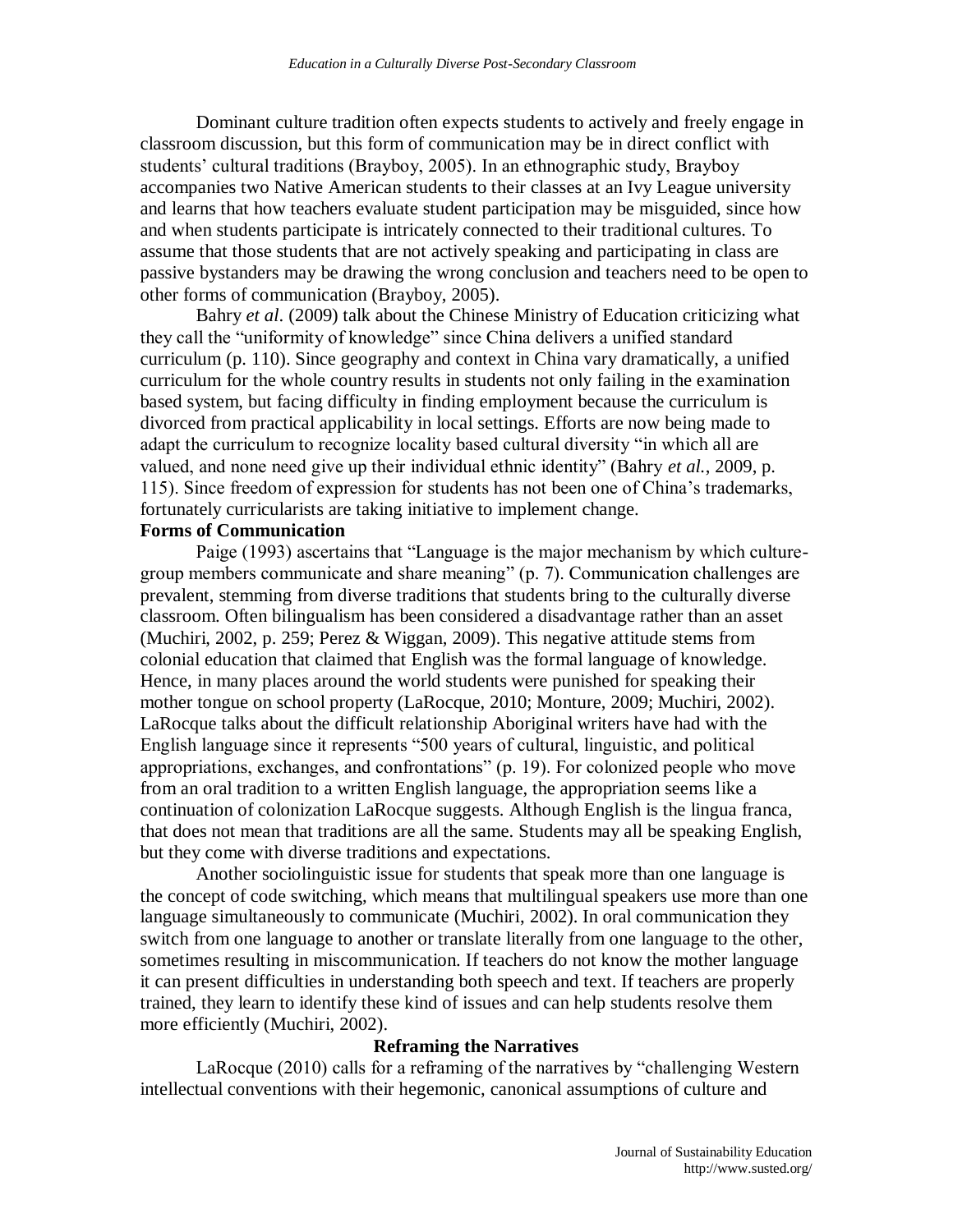Dominant culture tradition often expects students to actively and freely engage in classroom discussion, but this form of communication may be in direct conflict with students' cultural traditions (Brayboy, 2005). In an ethnographic study, Brayboy accompanies two Native American students to their classes at an Ivy League university and learns that how teachers evaluate student participation may be misguided, since how and when students participate is intricately connected to their traditional cultures. To assume that those students that are not actively speaking and participating in class are passive bystanders may be drawing the wrong conclusion and teachers need to be open to other forms of communication (Brayboy, 2005).

Bahry *et al.* (2009) talk about the Chinese Ministry of Education criticizing what they call the "uniformity of knowledge" since China delivers a unified standard curriculum (p. 110). Since geography and context in China vary dramatically, a unified curriculum for the whole country results in students not only failing in the examination based system, but facing difficulty in finding employment because the curriculum is divorced from practical applicability in local settings. Efforts are now being made to adapt the curriculum to recognize locality based cultural diversity "in which all are valued, and none need give up their individual ethnic identity" (Bahry *et al.*, 2009, p. 115). Since freedom of expression for students has not been one of China's trademarks, fortunately curricularists are taking initiative to implement change.

**Forms of Communication**

Paige (1993) ascertains that "Language is the major mechanism by which culture-group members communicate and share meaning" (p. 7). Communication challenges are prevalent, stemming from diverse traditions that students bring to the culturally diverse classroom. Often bilingualism has been considered a disadvantage rather than an asset (Muchiri, 2002, p. 259; Perez & Wiggan, 2009). This negative attitude stems from colonial education that claimed that English was the formal language of knowledge. Hence, in many places around the world students were punished for speaking their mother tongue on school property (LaRocque, 2010; Monture, 2009; Muchiri, 2002). LaRocque talks about the difficult relationship Aboriginal writers have had with the English language since it represents "500 years of cultural, linguistic, and political appropriations, exchanges, and confrontations" (p. 19). For colonized people who move from an oral tradition to a written English language, the appropriation seems like a continuation of colonization LaRocque suggests. Although English is the lingua franca, that does not mean that traditions are all the same. Students may all be speaking English, but they come with diverse traditions and expectations.

Another sociolinguistic issue for students that speak more than one language is the concept of code switching, which means that multilingual speakers use more than one language simultaneously to communicate (Muchiri, 2002). In oral communication they switch from one language to another or translate literally from one language to the other, sometimes resulting in miscommunication. If teachers do not know the mother language it can present difficulties in understanding both speech and text. If teachers are properly trained, they learn to identify these kind of issues and can help students resolve them more efficiently (Muchiri, 2002).

## Reframing the Narratives

LaRocque (2010) calls for a reframing of the narratives by "challenging Western intellectual conventions with their hegemonic, canonical assumptions of culture and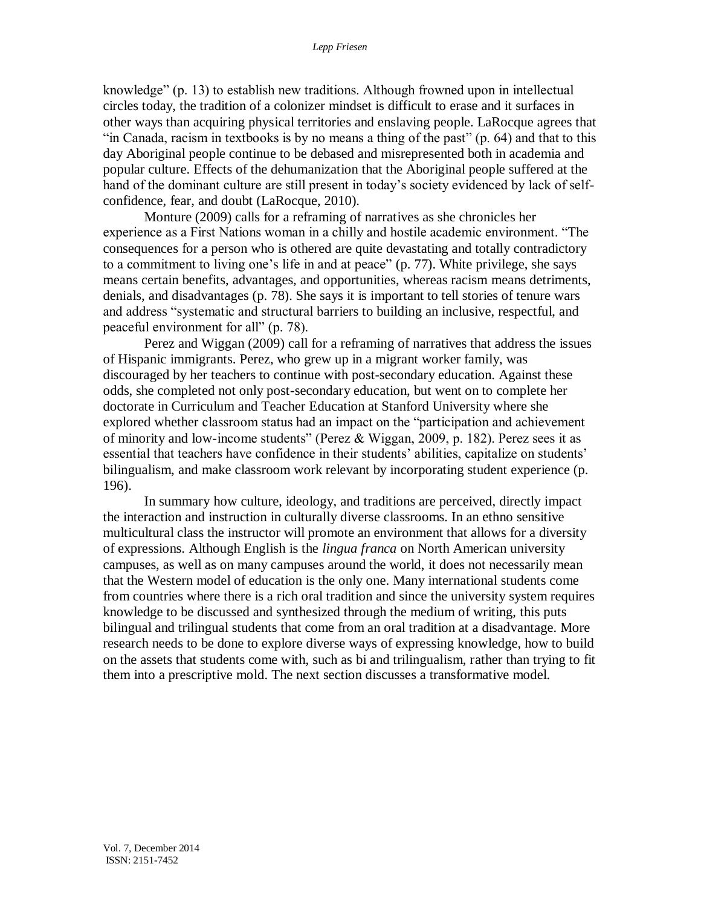knowledge" (p. 13) to establish new traditions. Although frowned upon in intellectual circles today, the tradition of a colonizer mindset is difficult to erase and it surfaces in other ways than acquiring physical territories and enslaving people. LaRocque agrees that "in Canada, racism in textbooks is by no means a thing of the past" (p. 64) and that to this day Aboriginal people continue to be debased and misrepresented both in academia and popular culture. Effects of the dehumanization that the Aboriginal people suffered at the hand of the dominant culture are still present in today's society evidenced by lack of self-confidence, fear, and doubt (LaRocque, 2010).

Monture (2009) calls for a reframing of narratives as she chronicles her experience as a First Nations woman in a chilly and hostile academic environment. "The consequences for a person who is othered are quite devastating and totally contradictory to a commitment to living one's life in and at peace" (p. 77). White privilege, she says means certain benefits, advantages, and opportunities, whereas racism means detriments, denials, and disadvantages (p. 78). She says it is important to tell stories of tenure wars and address "systematic and structural barriers to building an inclusive, respectful, and peaceful environment for all" (p. 78).

Perez and Wiggan (2009) call for a reframing of narratives that address the issues of Hispanic immigrants. Perez, who grew up in a migrant worker family, was discouraged by her teachers to continue with post-secondary education. Against these odds, she completed not only post-secondary education, but went on to complete her doctorate in Curriculum and Teacher Education at Stanford University where she explored whether classroom status had an impact on the "participation and achievement of minority and low-income students" (Perez & Wiggan, 2009, p. 182). Perez sees it as essential that teachers have confidence in their students' abilities, capitalize on students' bilingualism, and make classroom work relevant by incorporating student experience (p. 196).

In summary how culture, ideology, and traditions are perceived, directly impact the interaction and instruction in culturally diverse classrooms. In an ethno sensitive multicultural class the instructor will promote an environment that allows for a diversity of expressions. Although English is the *lingua franca* on North American university campuses, as well as on many campuses around the world, it does not necessarily mean that the Western model of education is the only one. Many international students come from countries where there is a rich oral tradition and since the university system requires knowledge to be discussed and synthesized through the medium of writing, this puts bilingual and trilingual students that come from an oral tradition at a disadvantage. More research needs to be done to explore diverse ways of expressing knowledge, how to build on the assets that students come with, such as bi and trilingualism, rather than trying to fit them into a prescriptive mold. The next section discusses a transformative model.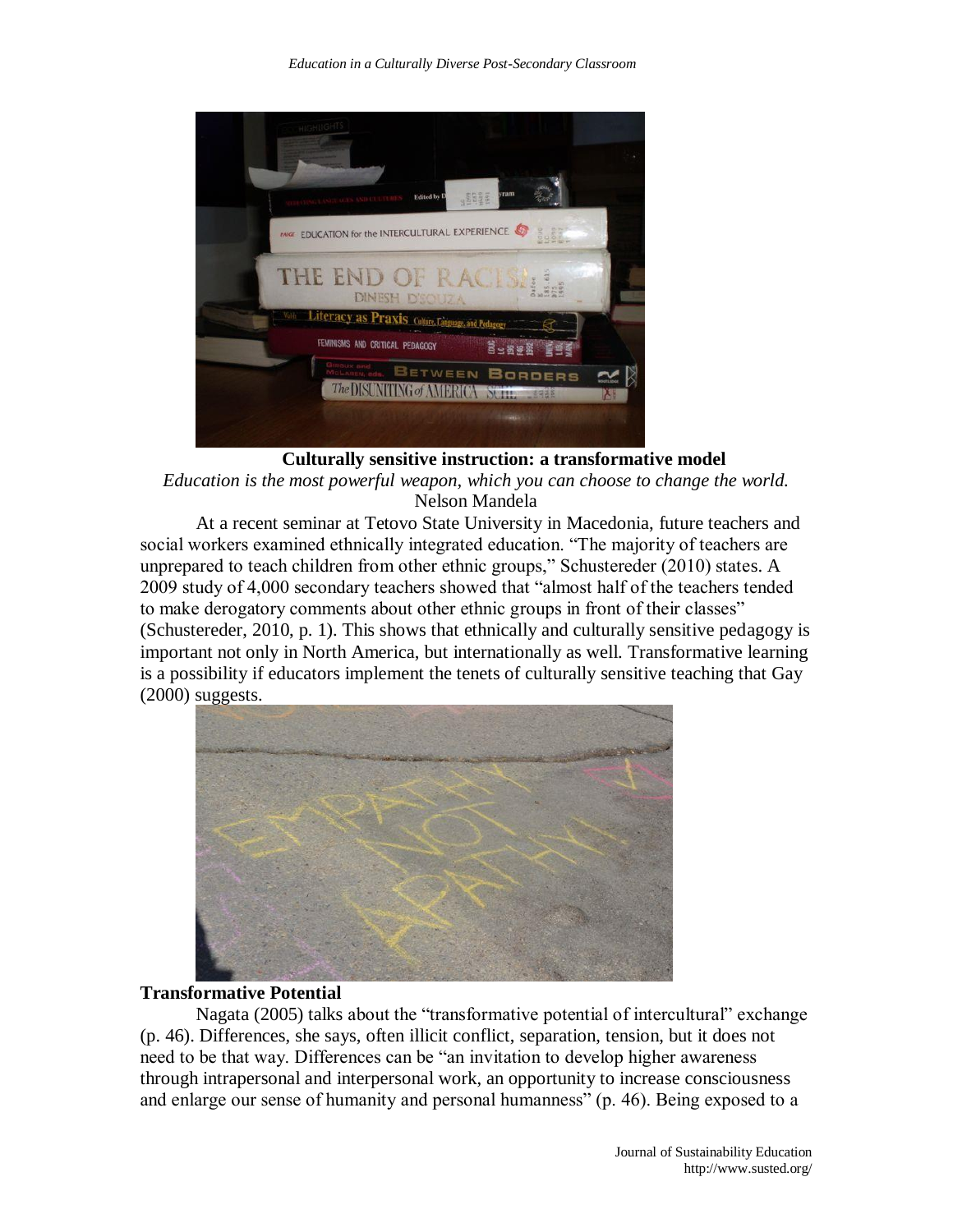**Culturally sensitive instruction: a transformative model**

*Education is the most powerful weapon, which you can choose to change the world.*
Nelson Mandela

At a recent seminar at Tetovo State University in Macedonia, future teachers and social workers examined ethnically integrated education. "The majority of teachers are unprepared to teach children from other ethnic groups," Schustereder (2010) states. A 2009 study of 4,000 secondary teachers showed that "almost half of the teachers tended to make derogatory comments about other ethnic groups in front of their classes" (Schustereder, 2010, p. 1). This shows that ethnically and culturally sensitive pedagogy is important not only in North America, but internationally as well. Transformative learning is a possibility if educators implement the tenets of culturally sensitive teaching that Gay (2000) suggests.

## Transformative Potential

Nagata (2005) talks about the "transformative potential of intercultural" exchange (p. 46). Differences, she says, often illicit conflict, separation, tension, but it does not need to be that way. Differences can be "an invitation to develop higher awareness through intrapersonal and interpersonal work, an opportunity to increase consciousness and enlarge our sense of humanity and personal humanness" (p. 46). Being exposed to a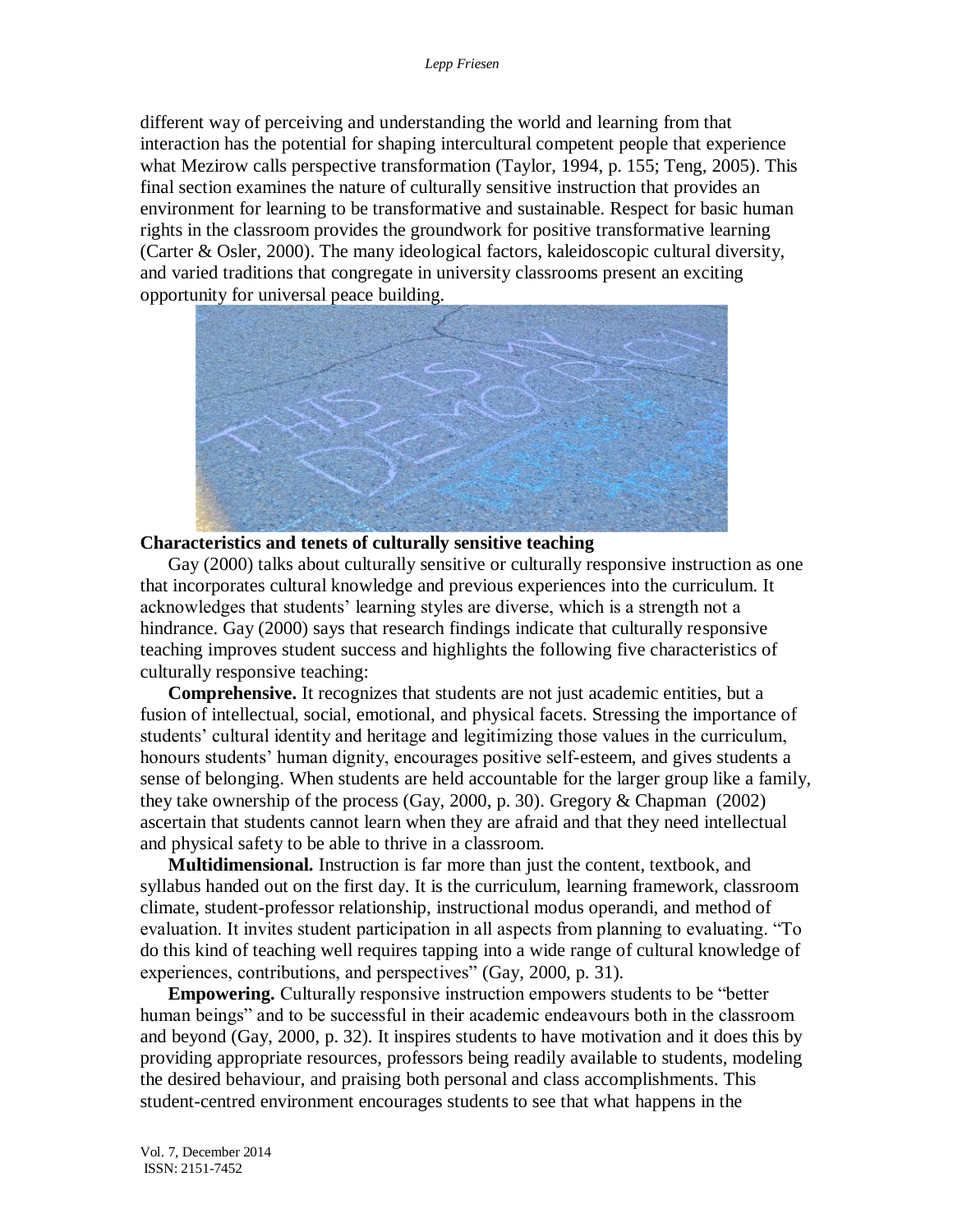different way of perceiving and understanding the world and learning from that interaction has the potential for shaping intercultural competent people that experience what Mezirow calls perspective transformation (Taylor, 1994, p. 155; Teng, 2005). This final section examines the nature of culturally sensitive instruction that provides an environment for learning to be transformative and sustainable. Respect for basic human rights in the classroom provides the groundwork for positive transformative learning (Carter & Osler, 2000). The many ideological factors, kaleidoscopic cultural diversity, and varied traditions that congregate in university classrooms present an exciting opportunity for universal peace building.

**Characteristics and tenets of culturally sensitive teaching**

Gay (2000) talks about culturally sensitive or culturally responsive instruction as one that incorporates cultural knowledge and previous experiences into the curriculum. It acknowledges that students' learning styles are diverse, which is a strength not a hindrance. Gay (2000) says that research findings indicate that culturally responsive teaching improves student success and highlights the following five characteristics of culturally responsive teaching:

**Comprehensive.** It recognizes that students are not just academic entities, but a fusion of intellectual, social, emotional, and physical facets. Stressing the importance of students' cultural identity and heritage and legitimizing those values in the curriculum, honours students' human dignity, encourages positive self-esteem, and gives students a sense of belonging. When students are held accountable for the larger group like a family, they take ownership of the process (Gay, 2000, p. 30). Gregory & Chapman (2002) ascertain that students cannot learn when they are afraid and that they need intellectual and physical safety to be able to thrive in a classroom.

**Multidimensional.** Instruction is far more than just the content, textbook, and syllabus handed out on the first day. It is the curriculum, learning framework, classroom climate, student-professor relationship, instructional modus operandi, and method of evaluation. It invites student participation in all aspects from planning to evaluating. "To do this kind of teaching well requires tapping into a wide range of cultural knowledge of experiences, contributions, and perspectives" (Gay, 2000, p. 31).

**Empowering.** Culturally responsive instruction empowers students to be "better human beings" and to be successful in their academic endeavours both in the classroom and beyond (Gay, 2000, p. 32). It inspires students to have motivation and it does this by providing appropriate resources, professors being readily available to students, modeling the desired behaviour, and praising both personal and class accomplishments. This student-centred environment encourages students to see that what happens in the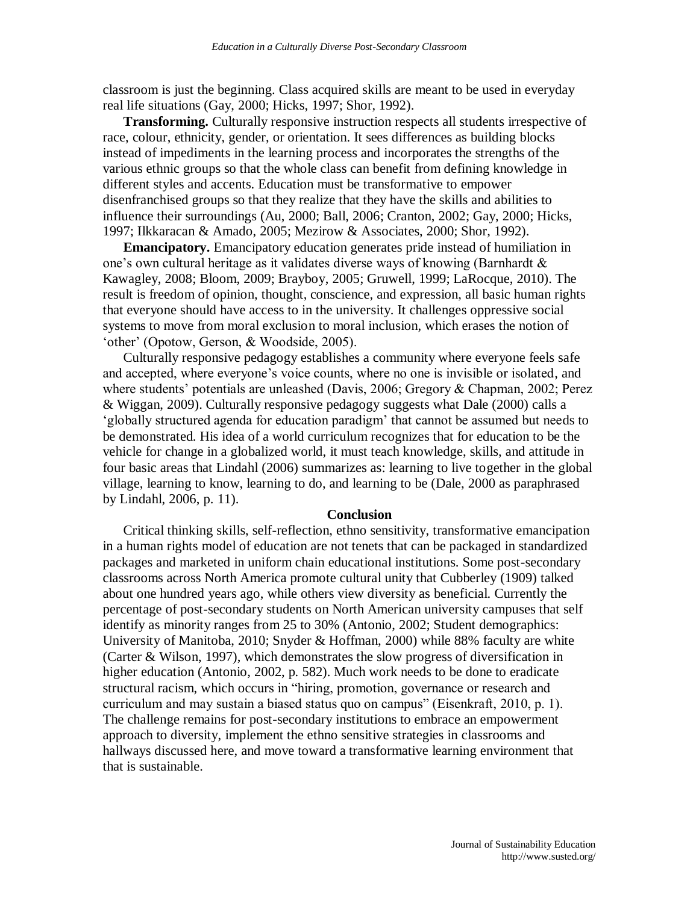classroom is just the beginning. Class acquired skills are meant to be used in everyday real life situations (Gay, 2000; Hicks, 1997; Shor, 1992).

**Transforming.** Culturally responsive instruction respects all students irrespective of race, colour, ethnicity, gender, or orientation. It sees differences as building blocks instead of impediments in the learning process and incorporates the strengths of the various ethnic groups so that the whole class can benefit from defining knowledge in different styles and accents. Education must be transformative to empower disenfranchised groups so that they realize that they have the skills and abilities to influence their surroundings (Au, 2000; Ball, 2006; Cranton, 2002; Gay, 2000; Hicks, 1997; Ilkkaracan & Amado, 2005; Mezirow & Associates, 2000; Shor, 1992).

**Emancipatory.** Emancipatory education generates pride instead of humiliation in one's own cultural heritage as it validates diverse ways of knowing (Barnhardt & Kawagley, 2008; Bloom, 2009; Brayboy, 2005; Gruwell, 1999; LaRocque, 2010). The result is freedom of opinion, thought, conscience, and expression, all basic human rights that everyone should have access to in the university. It challenges oppressive social systems to move from moral exclusion to moral inclusion, which erases the notion of 'other' (Opotow, Gerson, & Woodside, 2005).

Culturally responsive pedagogy establishes a community where everyone feels safe and accepted, where everyone's voice counts, where no one is invisible or isolated, and where students' potentials are unleashed (Davis, 2006; Gregory & Chapman, 2002; Perez & Wiggan, 2009). Culturally responsive pedagogy suggests what Dale (2000) calls a 'globally structured agenda for education paradigm' that cannot be assumed but needs to be demonstrated. His idea of a world curriculum recognizes that for education to be the vehicle for change in a globalized world, it must teach knowledge, skills, and attitude in four basic areas that Lindahl (2006) summarizes as: learning to live together in the global village, learning to know, learning to do, and learning to be (Dale, 2000 as paraphrased by Lindahl, 2006, p. 11).

## Conclusion

Critical thinking skills, self-reflection, ethno sensitivity, transformative emancipation in a human rights model of education are not tenets that can be packaged in standardized packages and marketed in uniform chain educational institutions. Some post-secondary classrooms across North America promote cultural unity that Cubberley (1909) talked about one hundred years ago, while others view diversity as beneficial. Currently the percentage of post-secondary students on North American university campuses that self identify as minority ranges from 25 to 30% (Antonio, 2002; Student demographics: University of Manitoba, 2010; Snyder & Hoffman, 2000) while 88% faculty are white (Carter & Wilson, 1997), which demonstrates the slow progress of diversification in higher education (Antonio, 2002, p. 582). Much work needs to be done to eradicate structural racism, which occurs in "hiring, promotion, governance or research and curriculum and may sustain a biased status quo on campus" (Eisenkraft, 2010, p. 1). The challenge remains for post-secondary institutions to embrace an empowerment approach to diversity, implement the ethno sensitive strategies in classrooms and hallways discussed here, and move toward a transformative learning environment that that is sustainable.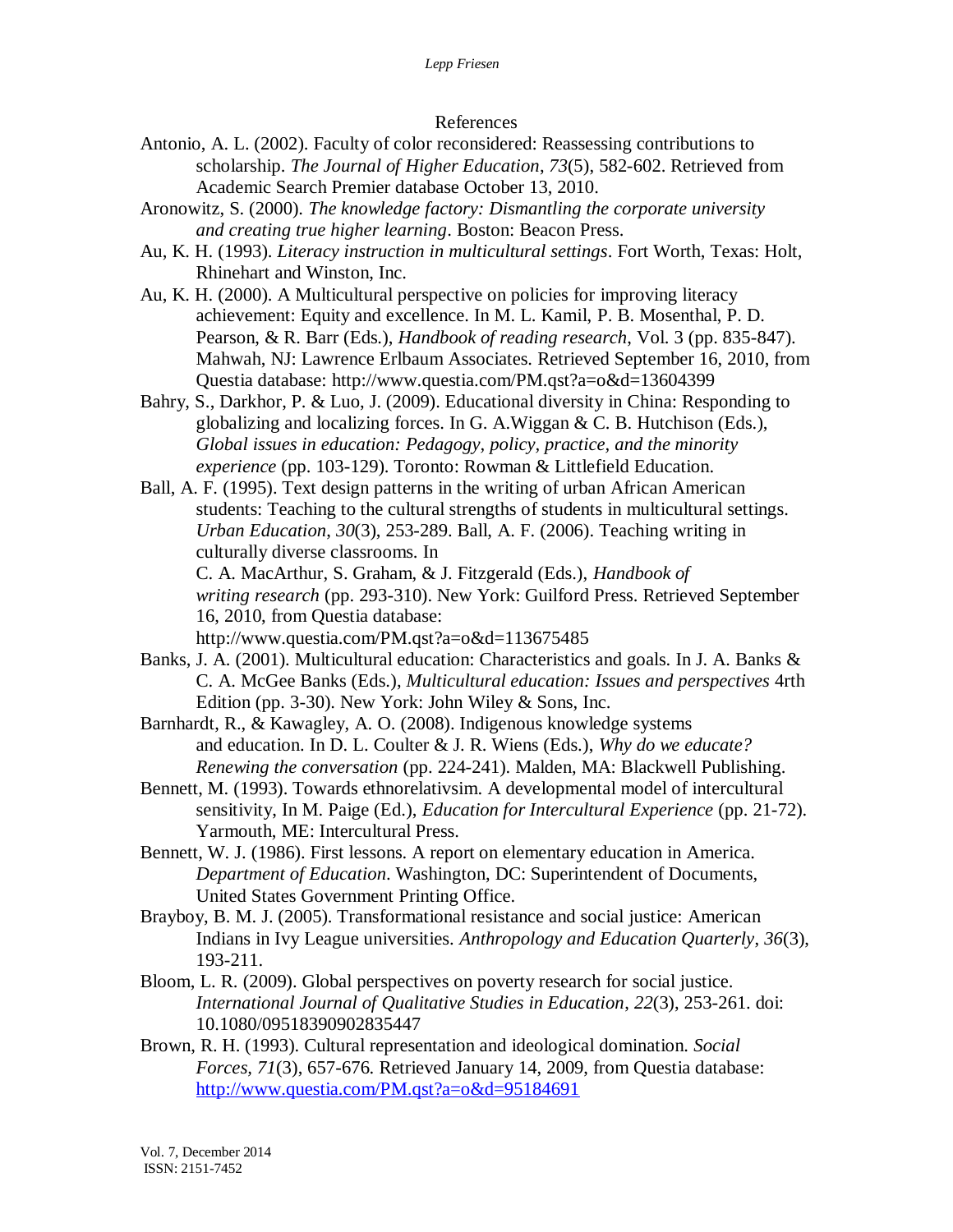## References

Antonio, A. L. (2002). Faculty of color reconsidered: Reassessing contributions to scholarship. *The Journal of Higher Education*, *73*(5), 582-602. Retrieved from Academic Search Premier database October 13, 2010.

Aronowitz, S. (2000). *The knowledge factory: Dismantling the corporate university and creating true higher learning*. Boston: Beacon Press.

Au, K. H. (1993). *Literacy instruction in multicultural settings*. Fort Worth, Texas: Holt, Rhinehart and Winston, Inc.

Au, K. H. (2000). A Multicultural perspective on policies for improving literacy achievement: Equity and excellence. In M. L. Kamil, P. B. Mosenthal, P. D. Pearson, & R. Barr (Eds.), *Handbook of reading research*, Vol. 3 (pp. 835-847). Mahwah, NJ: Lawrence Erlbaum Associates. Retrieved September 16, 2010, from Questia database: http://www.questia.com/PM.qst?a=o&d=13604399

Bahry, S., Darkhor, P. & Luo, J. (2009). Educational diversity in China: Responding to globalizing and localizing forces. In G. A.Wiggan & C. B. Hutchison (Eds.), *Global issues in education: Pedagogy, policy, practice, and the minority experience* (pp. 103-129). Toronto: Rowman & Littlefield Education.

Ball, A. F. (1995). Text design patterns in the writing of urban African American students: Teaching to the cultural strengths of students in multicultural settings. *Urban Education*, *30*(3), 253-289. Ball, A. F. (2006). Teaching writing in culturally diverse classrooms. In C. A. MacArthur, S. Graham, & J. Fitzgerald (Eds.), *Handbook of writing research* (pp. 293-310). New York: Guilford Press. Retrieved September 16, 2010, from Questia database: http://www.questia.com/PM.qst?a=o&d=113675485

Banks, J. A. (2001). Multicultural education: Characteristics and goals. In J. A. Banks & C. A. McGee Banks (Eds.), *Multicultural education: Issues and perspectives* 4rth Edition (pp. 3-30). New York: John Wiley & Sons, Inc.

Barnhardt, R., & Kawagley, A. O. (2008). Indigenous knowledge systems and education. In D. L. Coulter & J. R. Wiens (Eds.), *Why do we educate? Renewing the conversation* (pp. 224-241). Malden, MA: Blackwell Publishing.

Bennett, M. (1993). Towards ethnorelativsim. A developmental model of intercultural sensitivity, In M. Paige (Ed.), *Education for Intercultural Experience* (pp. 21-72). Yarmouth, ME: Intercultural Press.

Bennett, W. J. (1986). First lessons. A report on elementary education in America. *Department of Education*. Washington, DC: Superintendent of Documents, United States Government Printing Office.

Brayboy, B. M. J. (2005). Transformational resistance and social justice: American Indians in Ivy League universities. *Anthropology and Education Quarterly*, *36*(3), 193-211.

Bloom, L. R. (2009). Global perspectives on poverty research for social justice. *International Journal of Qualitative Studies in Education*, *22*(3), 253-261. doi: 10.1080/09518390902835447

Brown, R. H. (1993). Cultural representation and ideological domination. *Social Forces, 71*(3), 657-676. Retrieved January 14, 2009, from Questia database: http://www.questia.com/PM.qst?a=o&d=95184691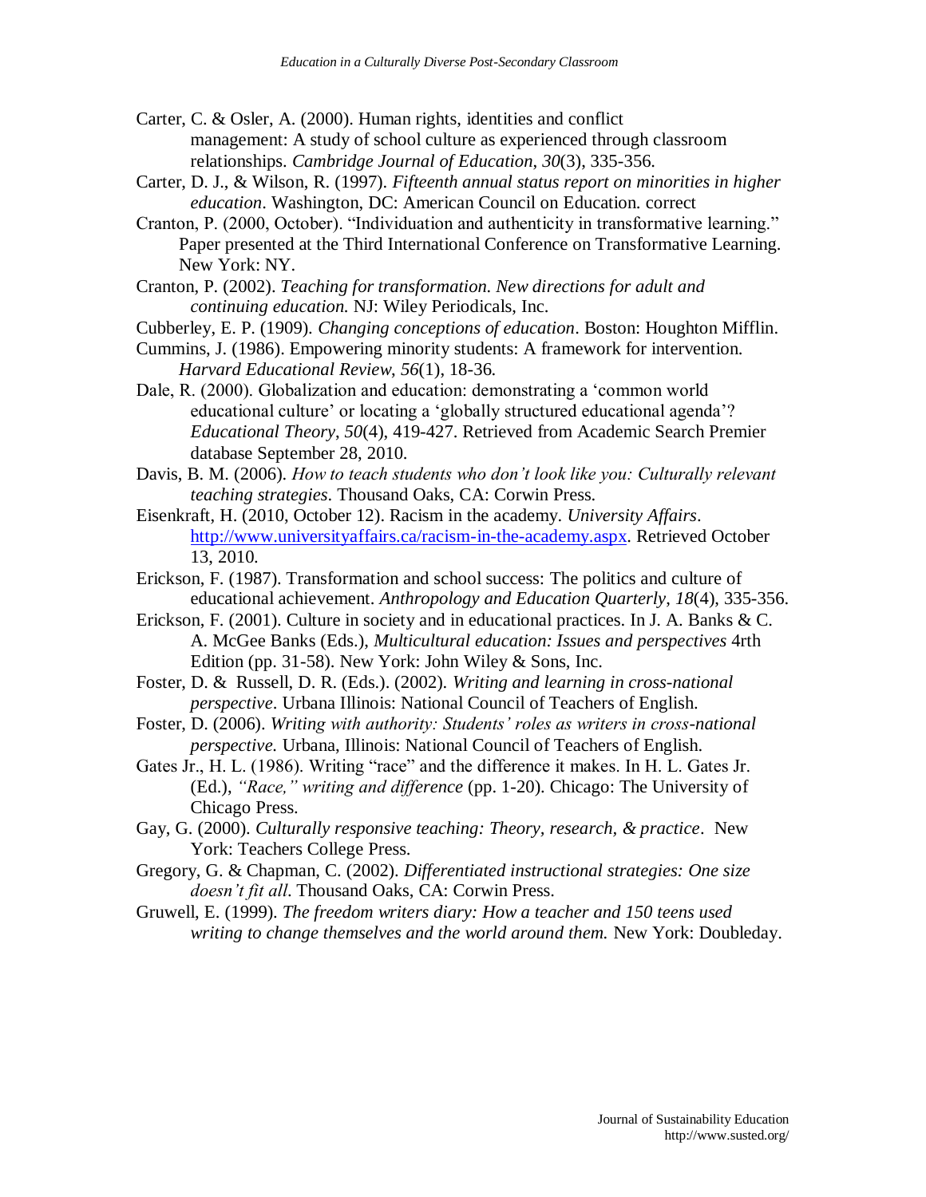Carter, C. & Osler, A. (2000). Human rights, identities and conflict management: A study of school culture as experienced through classroom relationships. *Cambridge Journal of Education*, *30*(3), 335-356.

Carter, D. J., & Wilson, R. (1997). *Fifteenth annual status report on minorities in higher education*. Washington, DC: American Council on Education. correct

Cranton, P. (2000, October). "Individuation and authenticity in transformative learning." Paper presented at the Third International Conference on Transformative Learning. New York: NY.

Cranton, P. (2002). *Teaching for transformation. New directions for adult and continuing education.* NJ: Wiley Periodicals, Inc.

Cubberley, E. P. (1909). *Changing conceptions of education*. Boston: Houghton Mifflin.

Cummins, J. (1986). Empowering minority students: A framework for intervention. *Harvard Educational Review*, *56*(1), 18-36.

Dale, R. (2000). Globalization and education: demonstrating a 'common world educational culture' or locating a 'globally structured educational agenda'? *Educational Theory*, *50*(4), 419-427. Retrieved from Academic Search Premier database September 28, 2010.

Davis, B. M. (2006). *How to teach students who don't look like you: Culturally relevant teaching strategies*. Thousand Oaks, CA: Corwin Press.

Eisenkraft, H. (2010, October 12). Racism in the academy. *University Affairs*. http://www.universityaffairs.ca/racism-in-the-academy.aspx. Retrieved October 13, 2010.

Erickson, F. (1987). Transformation and school success: The politics and culture of educational achievement. *Anthropology and Education Quarterly*, *18*(4), 335-356.

Erickson, F. (2001). Culture in society and in educational practices. In J. A. Banks & C. A. McGee Banks (Eds.), *Multicultural education: Issues and perspectives* 4rth Edition (pp. 31-58). New York: John Wiley & Sons, Inc.

Foster, D. & Russell, D. R. (Eds.). (2002). *Writing and learning in cross-national perspective*. Urbana Illinois: National Council of Teachers of English.

Foster, D. (2006). *Writing with authority: Students' roles as writers in cross-national perspective.* Urbana, Illinois: National Council of Teachers of English.

Gates Jr., H. L. (1986). Writing "race" and the difference it makes. In H. L. Gates Jr. (Ed.), *"Race," writing and difference* (pp. 1-20). Chicago: The University of Chicago Press.

Gay, G. (2000). *Culturally responsive teaching: Theory, research, & practice*. New York: Teachers College Press.

Gregory, G. & Chapman, C. (2002). *Differentiated instructional strategies: One size doesn't fit all*. Thousand Oaks, CA: Corwin Press.

Gruwell, E. (1999). *The freedom writers diary: How a teacher and 150 teens used writing to change themselves and the world around them.* New York: Doubleday.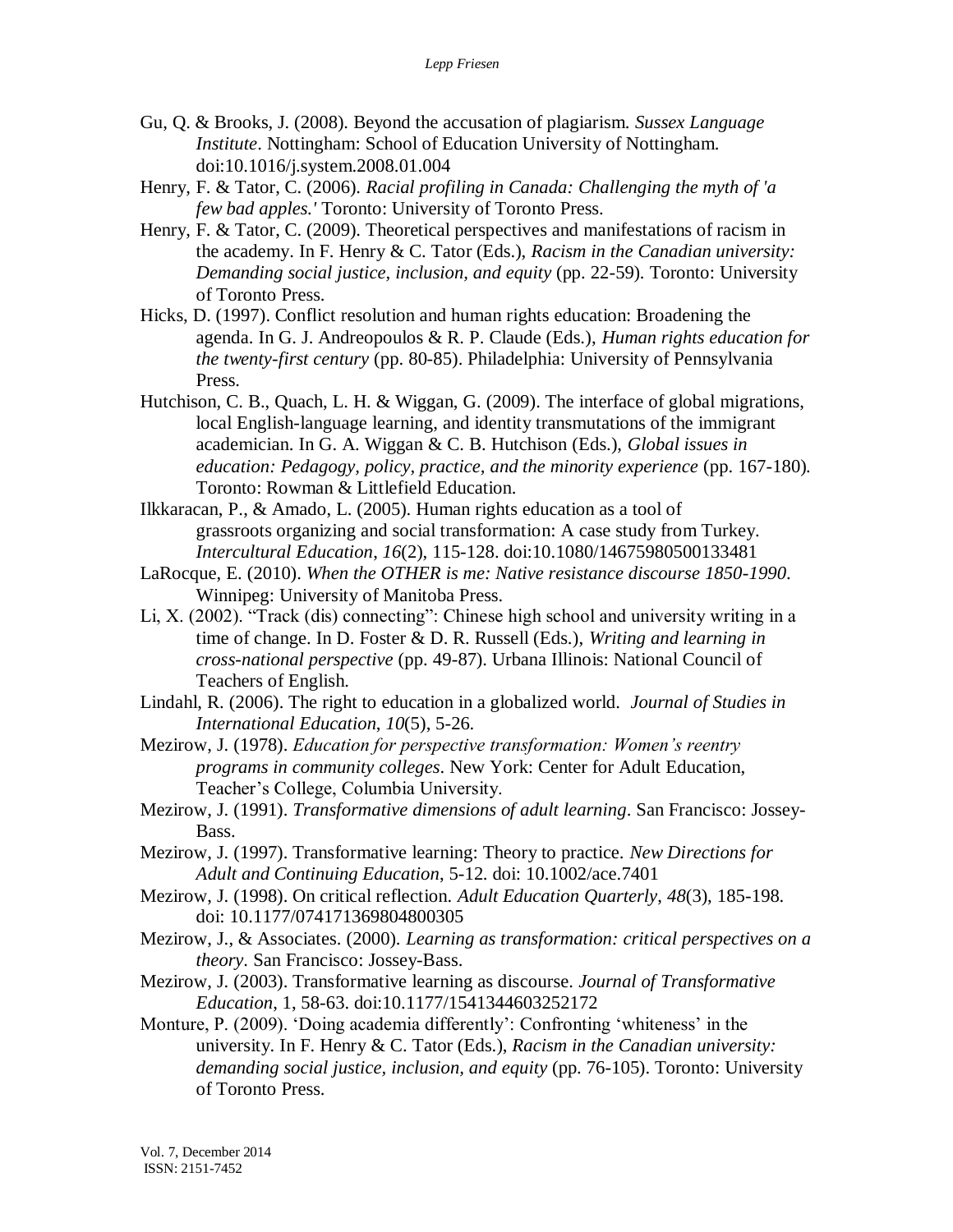Gu, Q. & Brooks, J. (2008). Beyond the accusation of plagiarism. *Sussex Language Institute*. Nottingham: School of Education University of Nottingham. doi:10.1016/j.system.2008.01.004

Henry, F. & Tator, C. (2006). *Racial profiling in Canada: Challenging the myth of 'a few bad apples.'* Toronto: University of Toronto Press.

Henry, F. & Tator, C. (2009). Theoretical perspectives and manifestations of racism in the academy. In F. Henry & C. Tator (Eds.), *Racism in the Canadian university: Demanding social justice, inclusion, and equity* (pp. 22-59). Toronto: University of Toronto Press.

Hicks, D. (1997). Conflict resolution and human rights education: Broadening the agenda. In G. J. Andreopoulos & R. P. Claude (Eds.), *Human rights education for the twenty-first century* (pp. 80-85). Philadelphia: University of Pennsylvania Press.

Hutchison, C. B., Quach, L. H. & Wiggan, G. (2009). The interface of global migrations, local English-language learning, and identity transmutations of the immigrant academician. In G. A. Wiggan & C. B. Hutchison (Eds.), *Global issues in education: Pedagogy, policy, practice, and the minority experience* (pp. 167-180). Toronto: Rowman & Littlefield Education.

Ilkkaracan, P., & Amado, L. (2005). Human rights education as a tool of grassroots organizing and social transformation: A case study from Turkey. *Intercultural Education*, *16*(2), 115-128. doi:10.1080/14675980500133481

LaRocque, E. (2010). *When the OTHER is me: Native resistance discourse 1850-1990*. Winnipeg: University of Manitoba Press.

Li, X. (2002). "Track (dis) connecting": Chinese high school and university writing in a time of change. In D. Foster & D. R. Russell (Eds.), *Writing and learning in cross-national perspective* (pp. 49-87). Urbana Illinois: National Council of Teachers of English.

Lindahl, R. (2006). The right to education in a globalized world. *Journal of Studies in International Education*, *10*(5), 5-26.

Mezirow, J. (1978). *Education for perspective transformation: Women's reentry programs in community colleges*. New York: Center for Adult Education, Teacher's College, Columbia University.

Mezirow, J. (1991). *Transformative dimensions of adult learning*. San Francisco: Jossey-Bass.

Mezirow, J. (1997). Transformative learning: Theory to practice. *New Directions for Adult and Continuing Education*, 5-12. doi: 10.1002/ace.7401

Mezirow, J. (1998). On critical reflection. *Adult Education Quarterly*, *48*(3), 185-198. doi: 10.1177/074171369804800305

Mezirow, J., & Associates. (2000). *Learning as transformation: critical perspectives on a theory*. San Francisco: Jossey-Bass.

Mezirow, J. (2003). Transformative learning as discourse. *Journal of Transformative Education*, 1, 58-63. doi:10.1177/1541344603252172

Monture, P. (2009). 'Doing academia differently': Confronting 'whiteness' in the university. In F. Henry & C. Tator (Eds.), *Racism in the Canadian university: demanding social justice, inclusion, and equity* (pp. 76-105). Toronto: University of Toronto Press.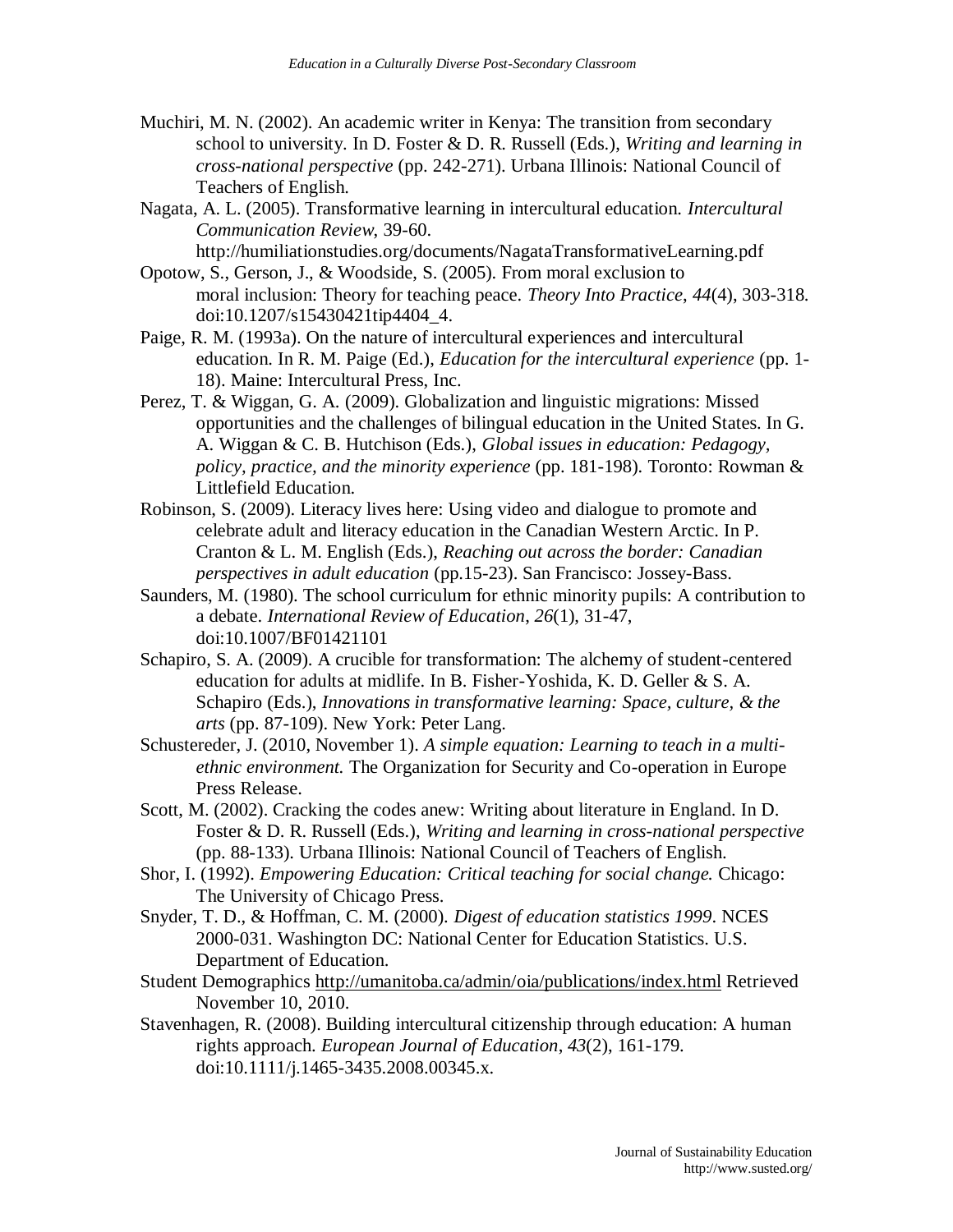Muchiri, M. N. (2002). An academic writer in Kenya: The transition from secondary school to university. In D. Foster & D. R. Russell (Eds.), *Writing and learning in cross-national perspective* (pp. 242-271). Urbana Illinois: National Council of Teachers of English.

Nagata, A. L. (2005). Transformative learning in intercultural education. *Intercultural Communication Review*, 39-60. http://humiliationstudies.org/documents/NagataTransformativeLearning.pdf

Opotow, S., Gerson, J., & Woodside, S. (2005). From moral exclusion to moral inclusion: Theory for teaching peace. *Theory Into Practice*, *44*(4), 303-318. doi:10.1207/s15430421tip4404_4.

Paige, R. M. (1993a). On the nature of intercultural experiences and intercultural education. In R. M. Paige (Ed.), *Education for the intercultural experience* (pp. 1-18). Maine: Intercultural Press, Inc.

Perez, T. & Wiggan, G. A. (2009). Globalization and linguistic migrations: Missed opportunities and the challenges of bilingual education in the United States. In G. A. Wiggan & C. B. Hutchison (Eds.), *Global issues in education: Pedagogy, policy, practice, and the minority experience* (pp. 181-198). Toronto: Rowman & Littlefield Education.

Robinson, S. (2009). Literacy lives here: Using video and dialogue to promote and celebrate adult and literacy education in the Canadian Western Arctic. In P. Cranton & L. M. English (Eds.), *Reaching out across the border: Canadian perspectives in adult education* (pp.15-23). San Francisco: Jossey-Bass.

Saunders, M. (1980). The school curriculum for ethnic minority pupils: A contribution to a debate. *International Review of Education*, *26*(1), 31-47, doi:10.1007/BF01421101

Schapiro, S. A. (2009). A crucible for transformation: The alchemy of student-centered education for adults at midlife. In B. Fisher-Yoshida, K. D. Geller & S. A. Schapiro (Eds.), *Innovations in transformative learning: Space, culture, & the arts* (pp. 87-109). New York: Peter Lang.

Schustereder, J. (2010, November 1). *A simple equation: Learning to teach in a multi-ethnic environment.* The Organization for Security and Co-operation in Europe Press Release.

Scott, M. (2002). Cracking the codes anew: Writing about literature in England. In D. Foster & D. R. Russell (Eds.), *Writing and learning in cross-national perspective* (pp. 88-133). Urbana Illinois: National Council of Teachers of English.

Shor, I. (1992). *Empowering Education: Critical teaching for social change.* Chicago: The University of Chicago Press.

Snyder, T. D., & Hoffman, C. M. (2000). *Digest of education statistics 1999*. NCES 2000-031. Washington DC: National Center for Education Statistics. U.S. Department of Education.

Student Demographics http://umanitoba.ca/admin/oia/publications/index.html Retrieved November 10, 2010.

Stavenhagen, R. (2008). Building intercultural citizenship through education: A human rights approach. *European Journal of Education*, *43*(2), 161-179. doi:10.1111/j.1465-3435.2008.00345.x.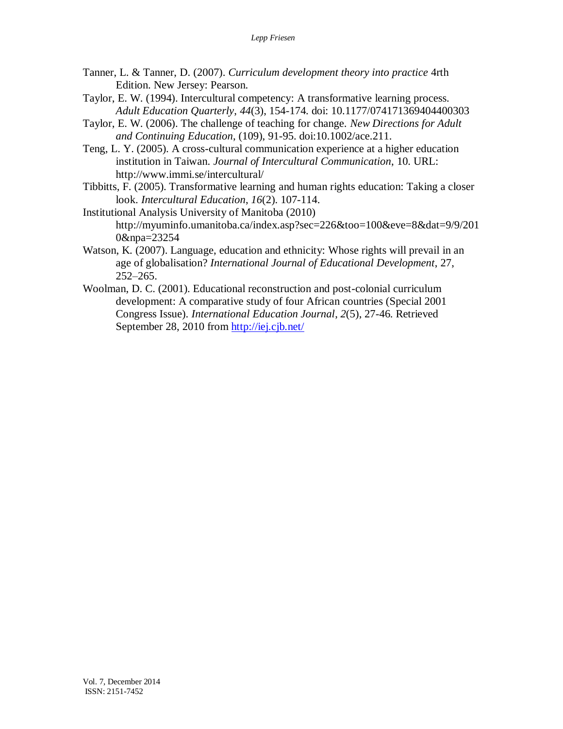Tanner, L. & Tanner, D. (2007). *Curriculum development theory into practice* 4rth Edition. New Jersey: Pearson.

Taylor, E. W. (1994). Intercultural competency: A transformative learning process. *Adult Education Quarterly*, *44*(3), 154-174. doi: 10.1177/074171369404400303

Taylor, E. W. (2006). The challenge of teaching for change. *New Directions for Adult and Continuing Education*, (109), 91-95. doi:10.1002/ace.211.

Teng, L. Y. (2005). A cross-cultural communication experience at a higher education institution in Taiwan. *Journal of Intercultural Communication*, 10. URL: http://www.immi.se/intercultural/

Tibbitts, F. (2005). Transformative learning and human rights education: Taking a closer look. *Intercultural Education*, *16*(2). 107-114.

Institutional Analysis University of Manitoba (2010) http://myuminfo.umanitoba.ca/index.asp?sec=226&too=100&eve=8&dat=9/9/2010&npa=23254

Watson, K. (2007). Language, education and ethnicity: Whose rights will prevail in an age of globalisation? *International Journal of Educational Development*, 27, 252–265.

Woolman, D. C. (2001). Educational reconstruction and post-colonial curriculum development: A comparative study of four African countries (Special 2001 Congress Issue). *International Education Journal*, *2*(5), 27-46. Retrieved September 28, 2010 from http://iej.cjb.net/